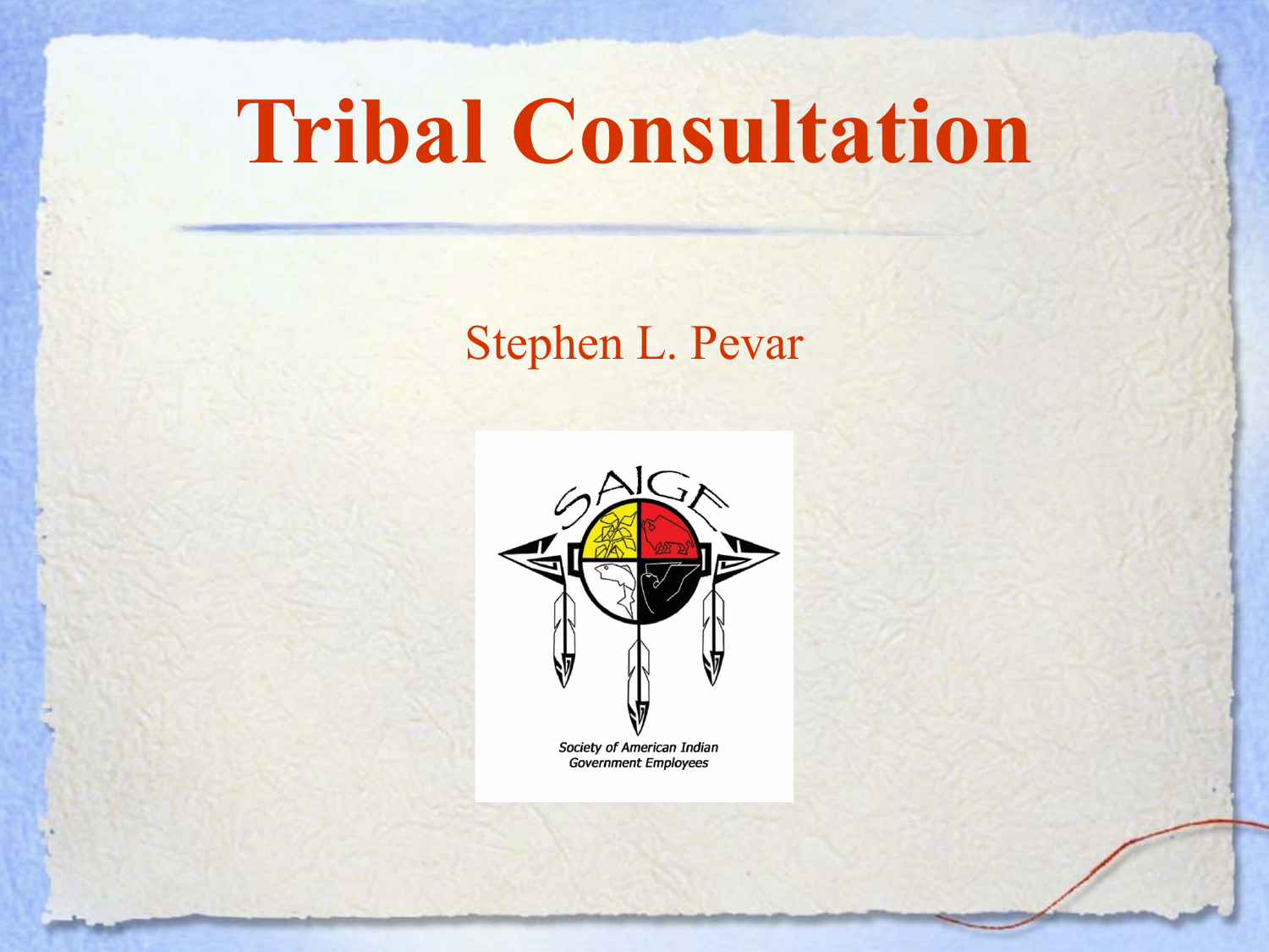# Tribal Consultation

Stephen L. Pevar

SAIGE

Society of American Indian Government Employees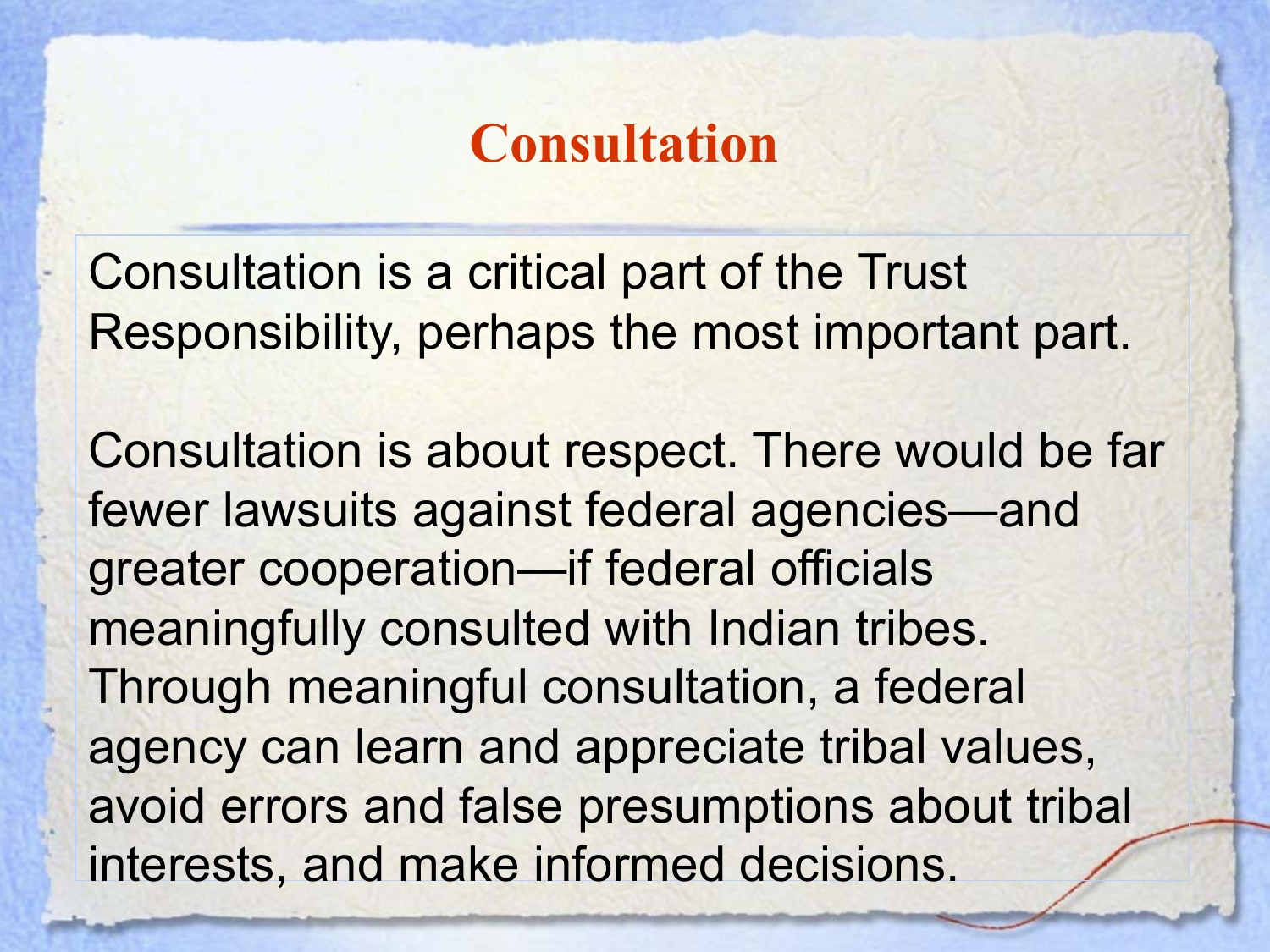# Consultation

Consultation is a critical part of the Trust Responsibility, perhaps the most important part.

Consultation is about respect. There would be far fewer lawsuits against federal agencies—and greater cooperation—if federal officials meaningfully consulted with Indian tribes. Through meaningful consultation, a federal agency can learn and appreciate tribal values, avoid errors and false presumptions about tribal interests, and make informed decisions.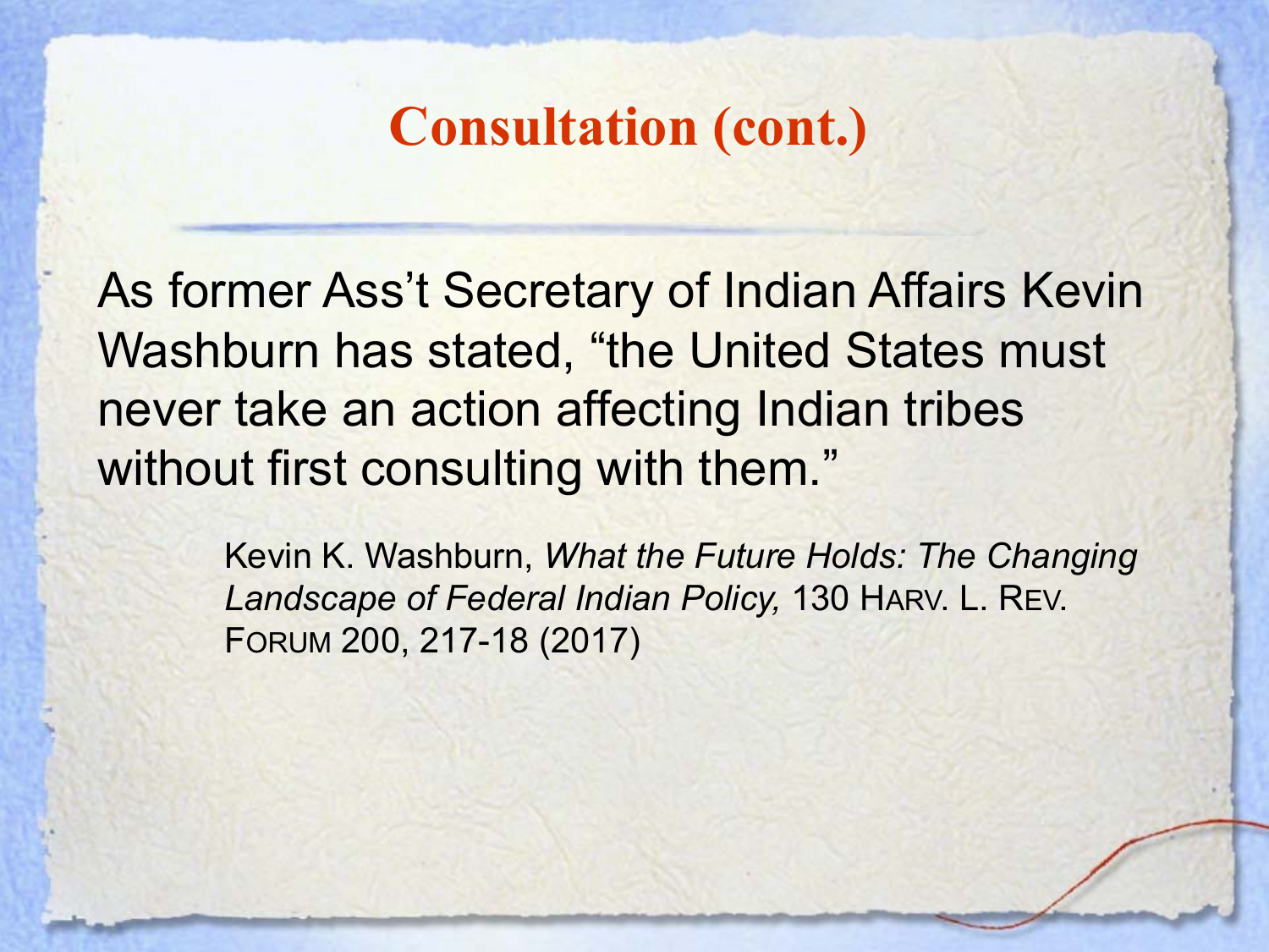# Consultation (cont.)

As former Ass't Secretary of Indian Affairs Kevin Washburn has stated, "the United States must never take an action affecting Indian tribes without first consulting with them."

> Kevin K. Washburn, *What the Future Holds: The Changing Landscape of Federal Indian Policy,* 130 HARV. L. REV. FORUM 200, 217-18 (2017)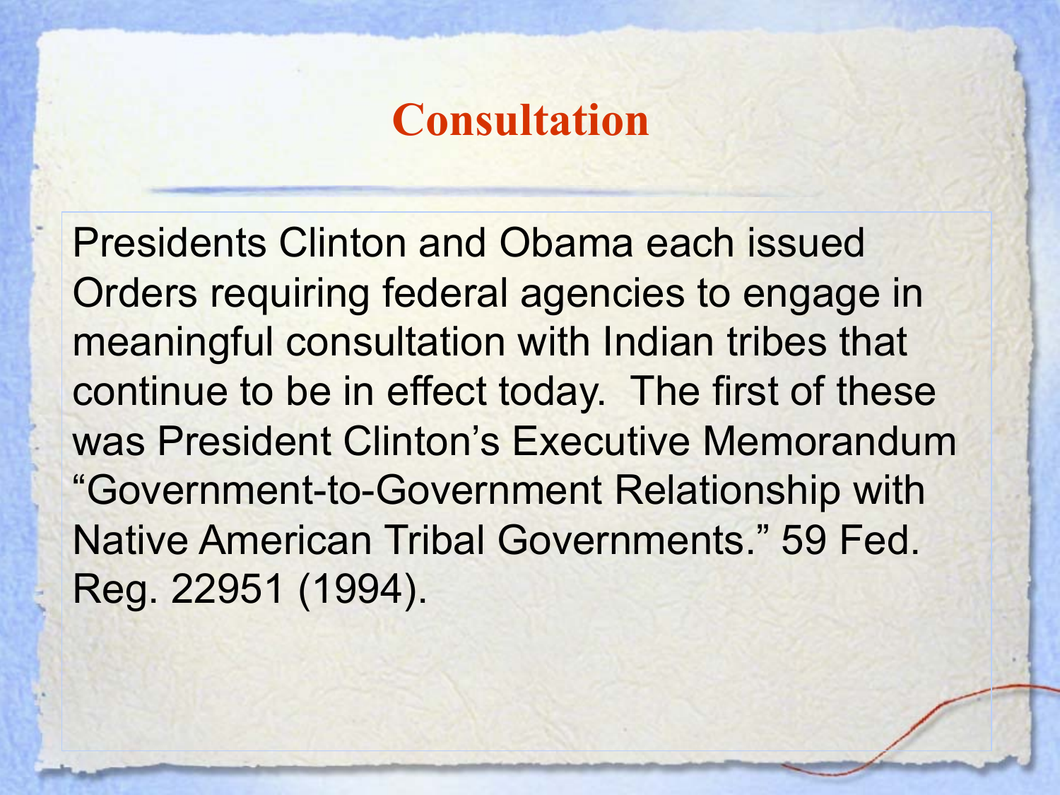# Consultation

Presidents Clinton and Obama each issued Orders requiring federal agencies to engage in meaningful consultation with Indian tribes that continue to be in effect today. The first of these was President Clinton's Executive Memorandum "Government-to-Government Relationship with Native American Tribal Governments." 59 Fed. Reg. 22951 (1994).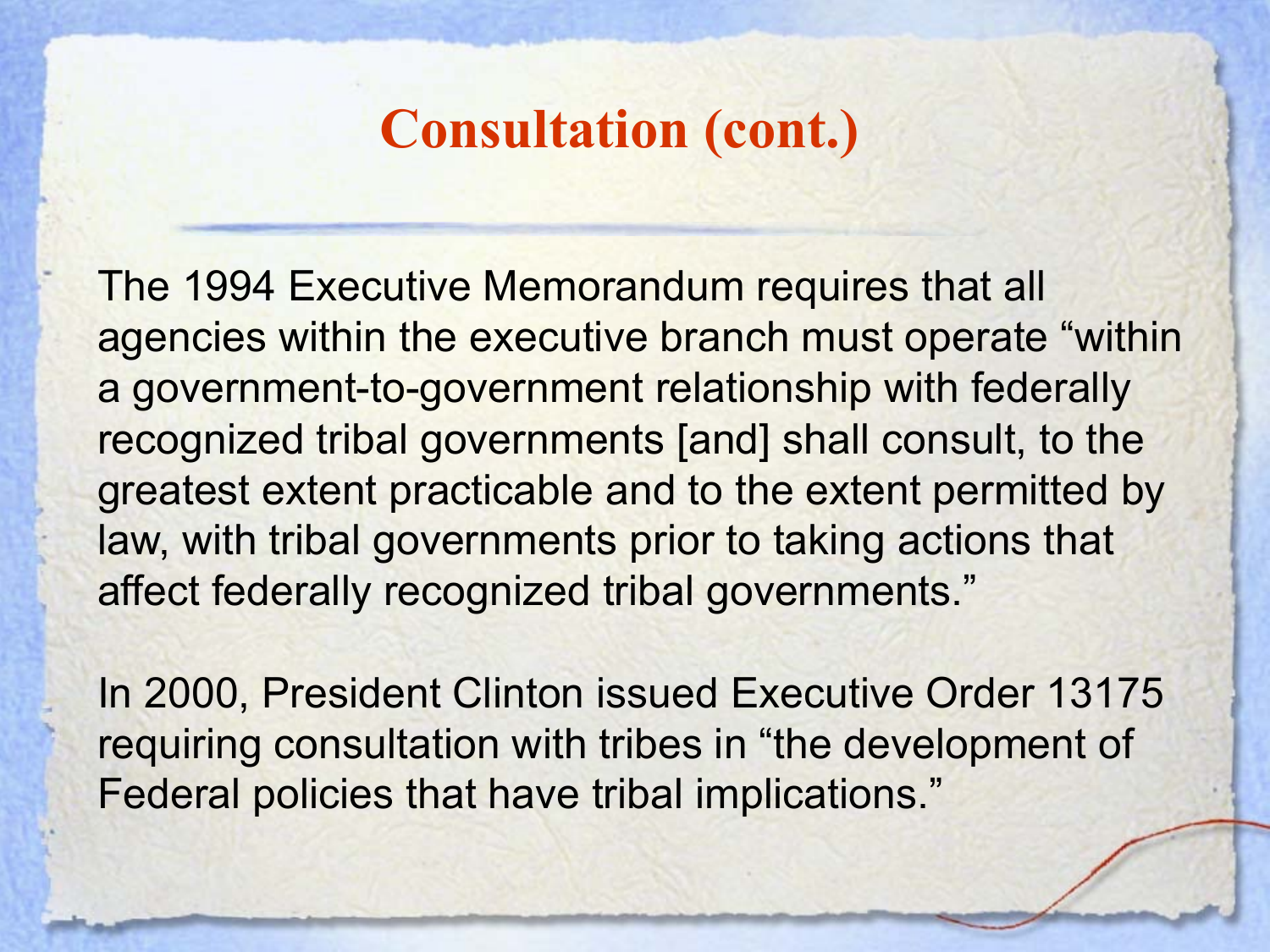# Consultation (cont.)

The 1994 Executive Memorandum requires that all agencies within the executive branch must operate “within a government-to-government relationship with federally recognized tribal governments [and] shall consult, to the greatest extent practicable and to the extent permitted by law, with tribal governments prior to taking actions that affect federally recognized tribal governments.”

In 2000, President Clinton issued Executive Order 13175 requiring consultation with tribes in “the development of Federal policies that have tribal implications.”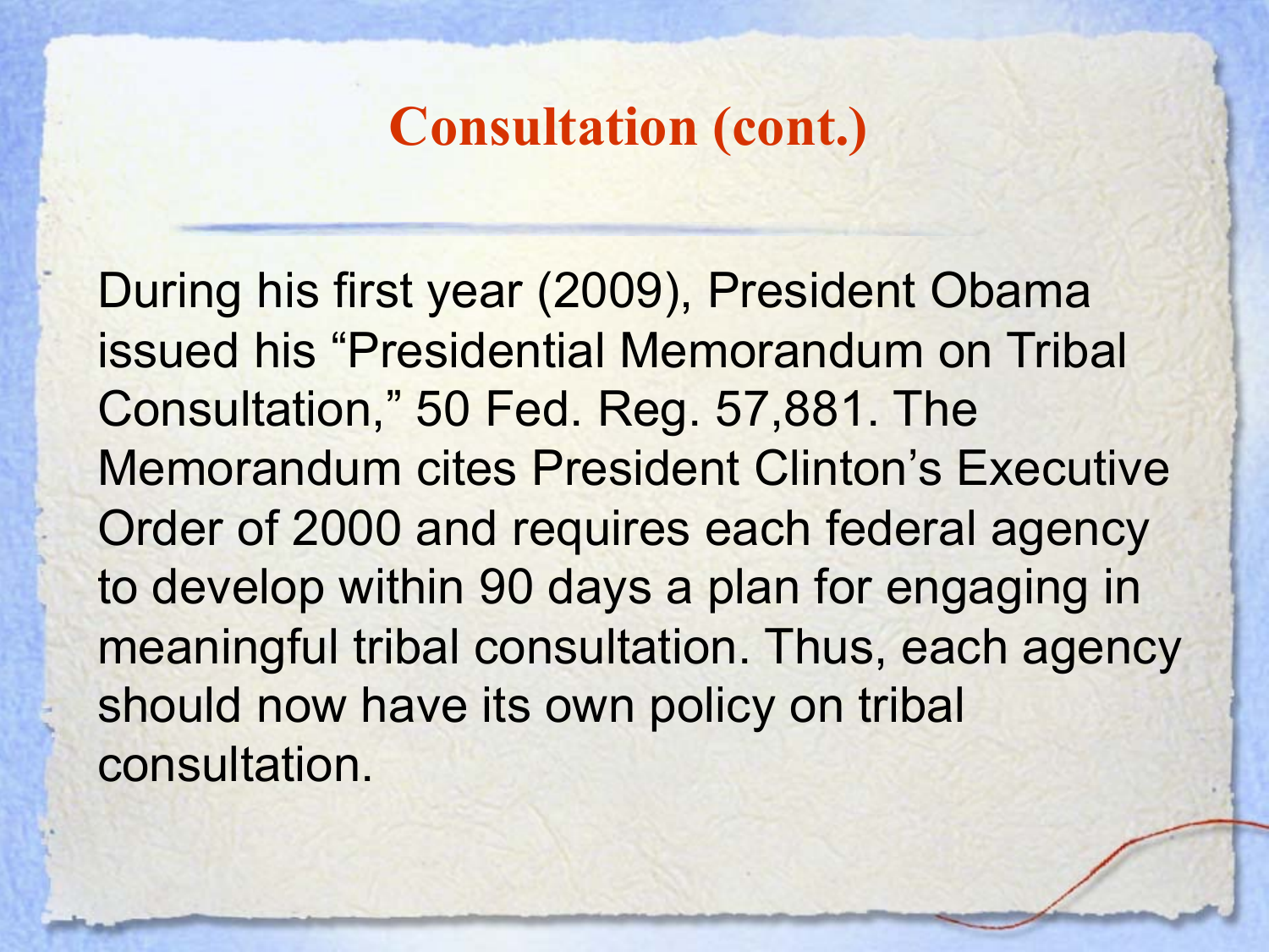# Consultation (cont.)

During his first year (2009), President Obama issued his “Presidential Memorandum on Tribal Consultation,” 50 Fed. Reg. 57,881. The Memorandum cites President Clinton’s Executive Order of 2000 and requires each federal agency to develop within 90 days a plan for engaging in meaningful tribal consultation. Thus, each agency should now have its own policy on tribal consultation.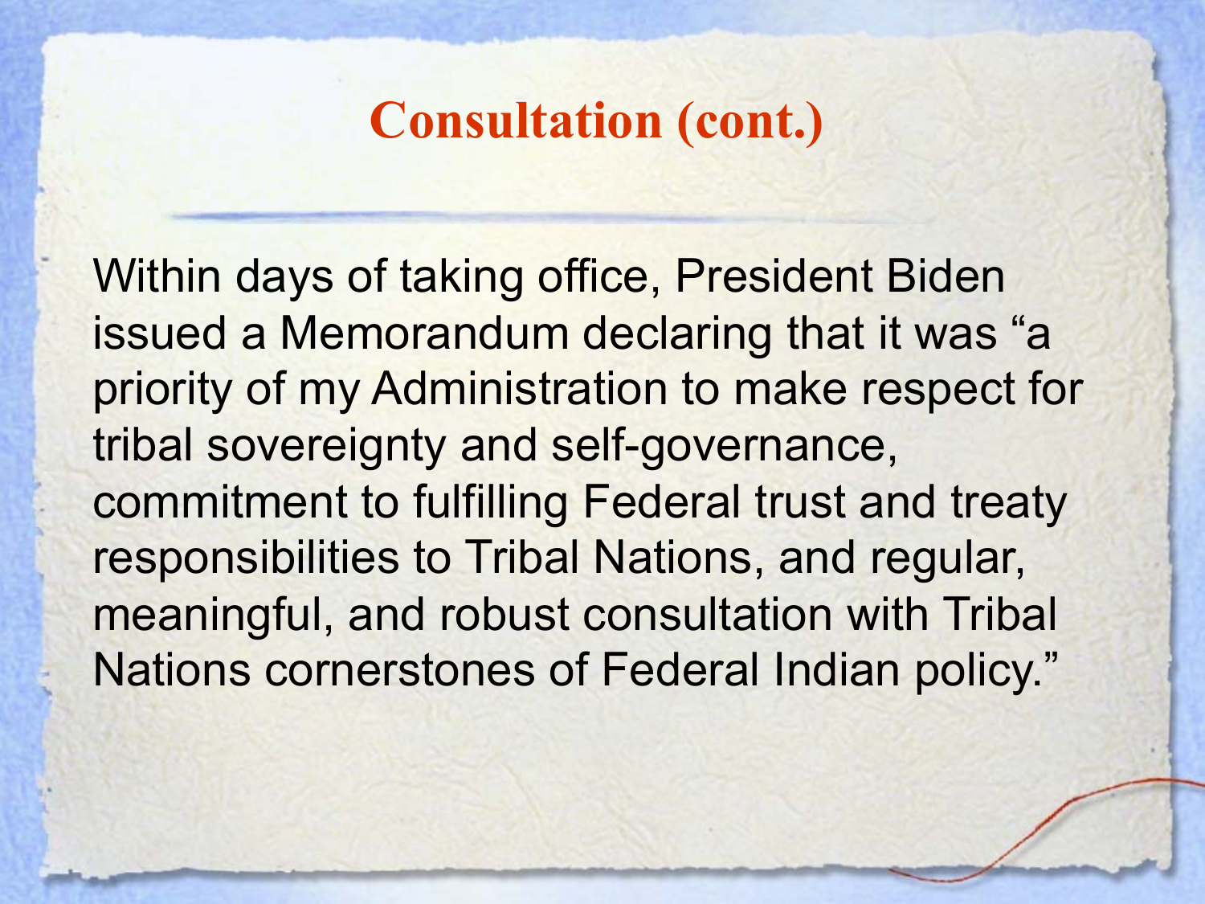# Consultation (cont.)

Within days of taking office, President Biden issued a Memorandum declaring that it was "a priority of my Administration to make respect for tribal sovereignty and self-governance, commitment to fulfilling Federal trust and treaty responsibilities to Tribal Nations, and regular, meaningful, and robust consultation with Tribal Nations cornerstones of Federal Indian policy."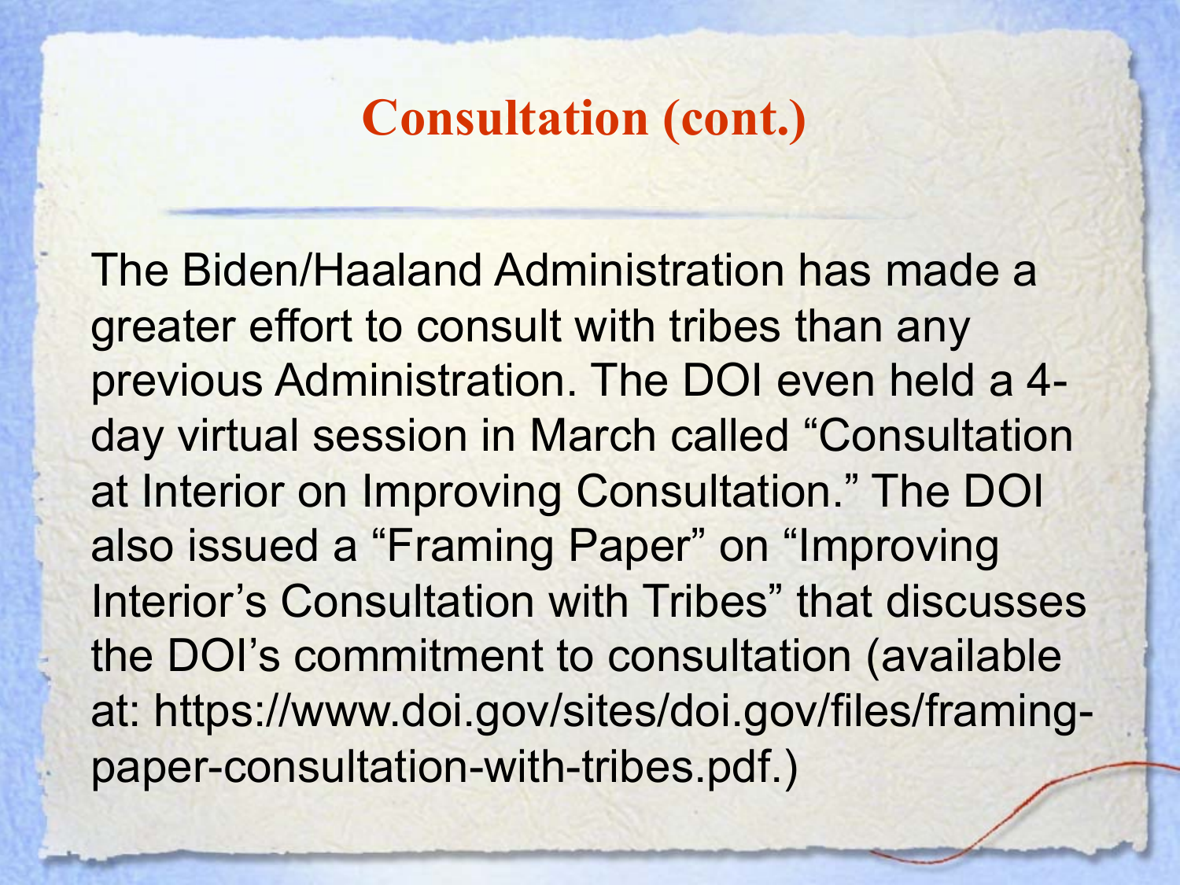# Consultation (cont.)

The Biden/Haaland Administration has made a greater effort to consult with tribes than any previous Administration. The DOI even held a 4-day virtual session in March called “Consultation at Interior on Improving Consultation.” The DOI also issued a “Framing Paper” on “Improving Interior’s Consultation with Tribes” that discusses the DOI’s commitment to consultation (available at: https://www.doi.gov/sites/doi.gov/files/framing-paper-consultation-with-tribes.pdf.)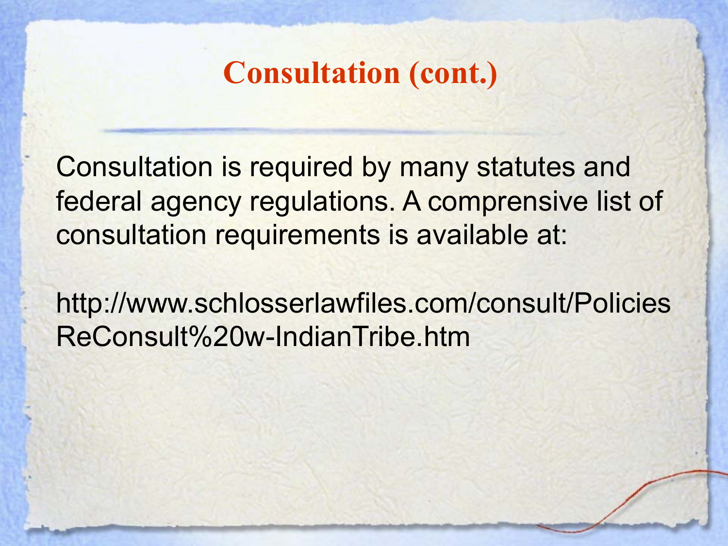# Consultation (cont.)

Consultation is required by many statutes and federal agency regulations. A comprensive list of consultation requirements is available at:

http://www.schlosserlawfiles.com/consult/PoliciesReConsult%20w-IndianTribe.htm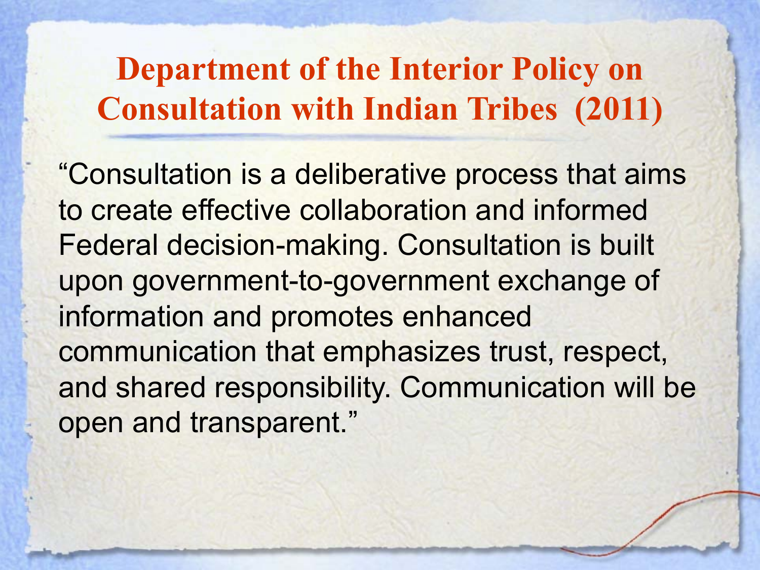# Department of the Interior Policy on Consultation with Indian Tribes (2011)

"Consultation is a deliberative process that aims to create effective collaboration and informed Federal decision-making. Consultation is built upon government-to-government exchange of information and promotes enhanced communication that emphasizes trust, respect, and shared responsibility. Communication will be open and transparent."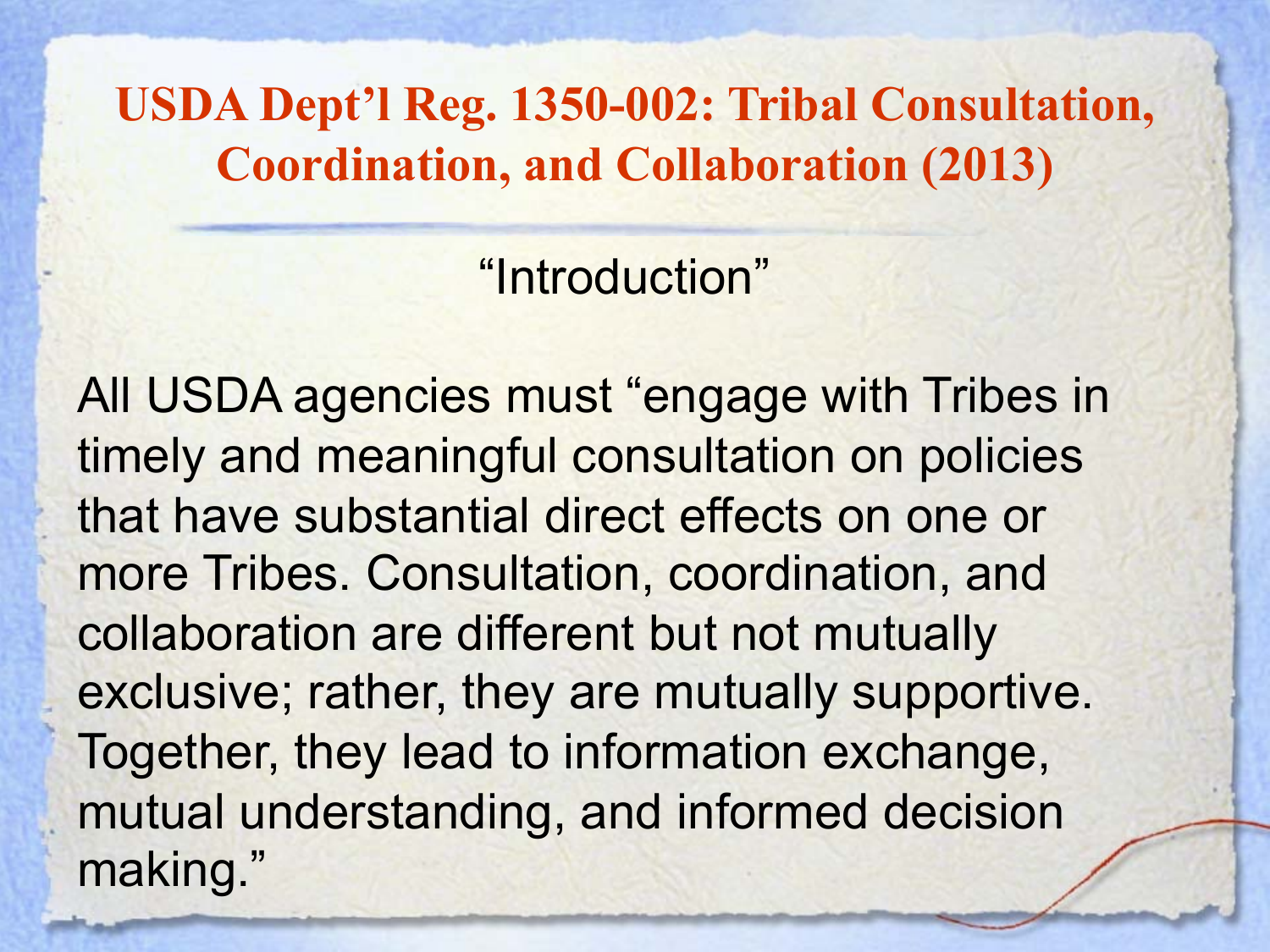# USDA Dept'l Reg. 1350-002: Tribal Consultation, Coordination, and Collaboration (2013)

"Introduction"

All USDA agencies must "engage with Tribes in timely and meaningful consultation on policies that have substantial direct effects on one or more Tribes. Consultation, coordination, and collaboration are different but not mutually exclusive; rather, they are mutually supportive. Together, they lead to information exchange, mutual understanding, and informed decision making."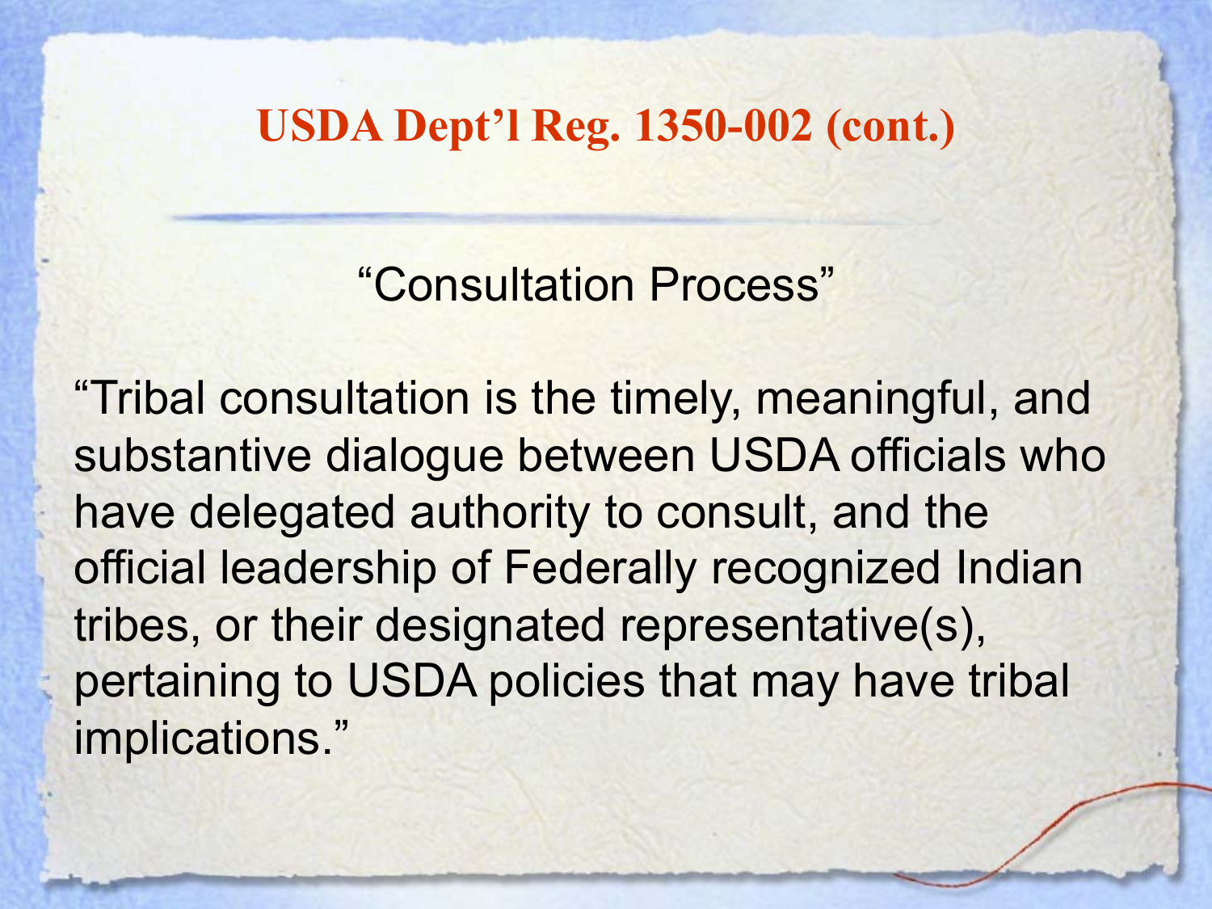# USDA Dept'l Reg. 1350-002 (cont.)

"Consultation Process"

"Tribal consultation is the timely, meaningful, and substantive dialogue between USDA officials who have delegated authority to consult, and the official leadership of Federally recognized Indian tribes, or their designated representative(s), pertaining to USDA policies that may have tribal implications."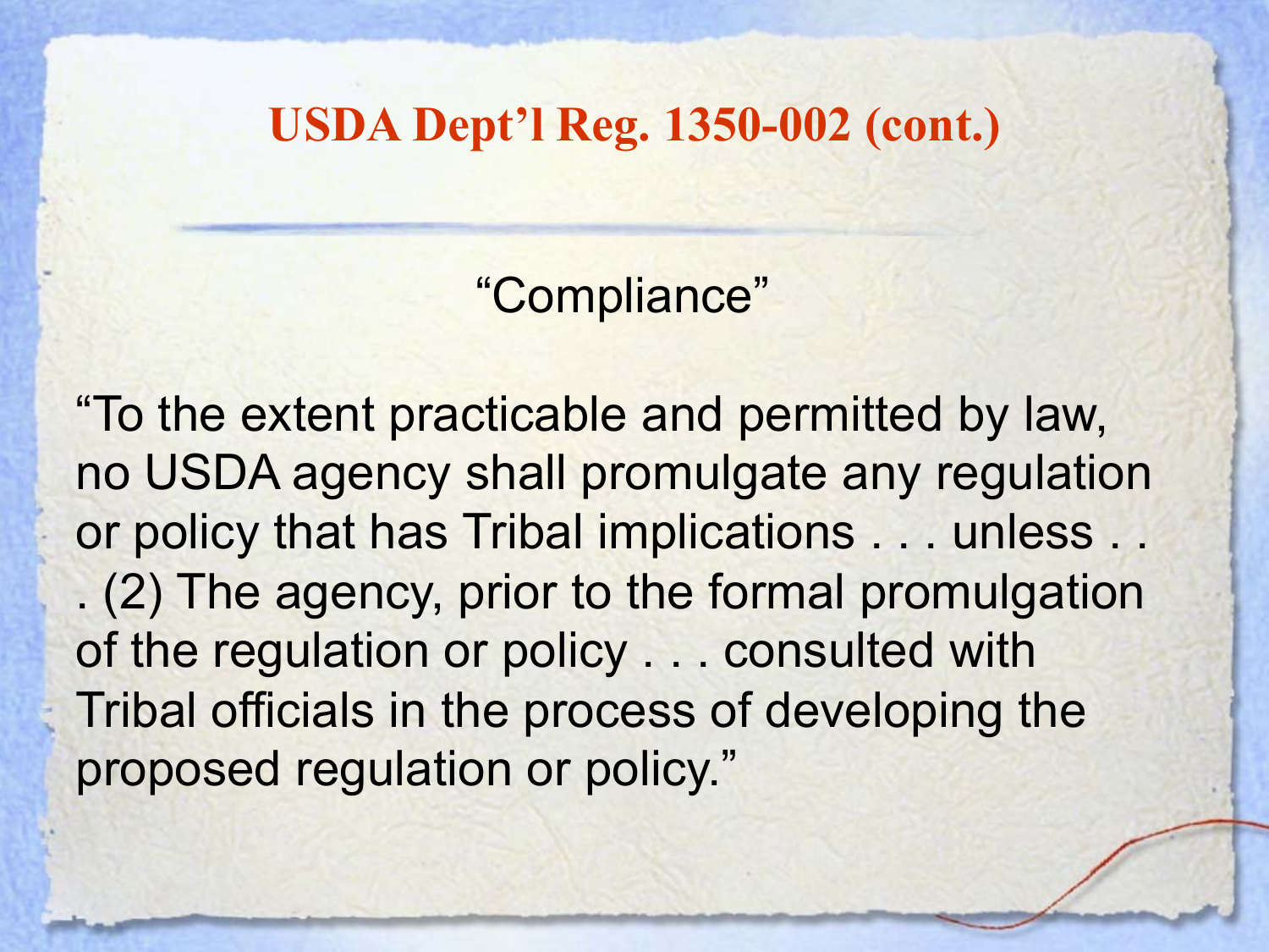# USDA Dept'l Reg. 1350-002 (cont.)

"Compliance"

"To the extent practicable and permitted by law, no USDA agency shall promulgate any regulation or policy that has Tribal implications . . . unless . . . (2) The agency, prior to the formal promulgation of the regulation or policy . . . consulted with Tribal officials in the process of developing the proposed regulation or policy."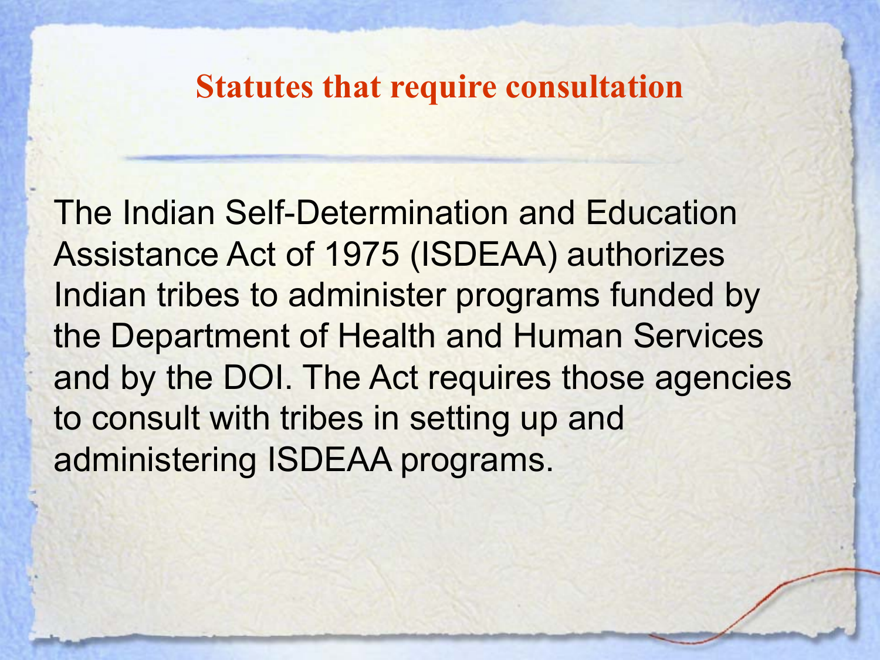## Statutes that require consultation

The Indian Self-Determination and Education Assistance Act of 1975 (ISDEAA) authorizes Indian tribes to administer programs funded by the Department of Health and Human Services and by the DOI. The Act requires those agencies to consult with tribes in setting up and administering ISDEAA programs.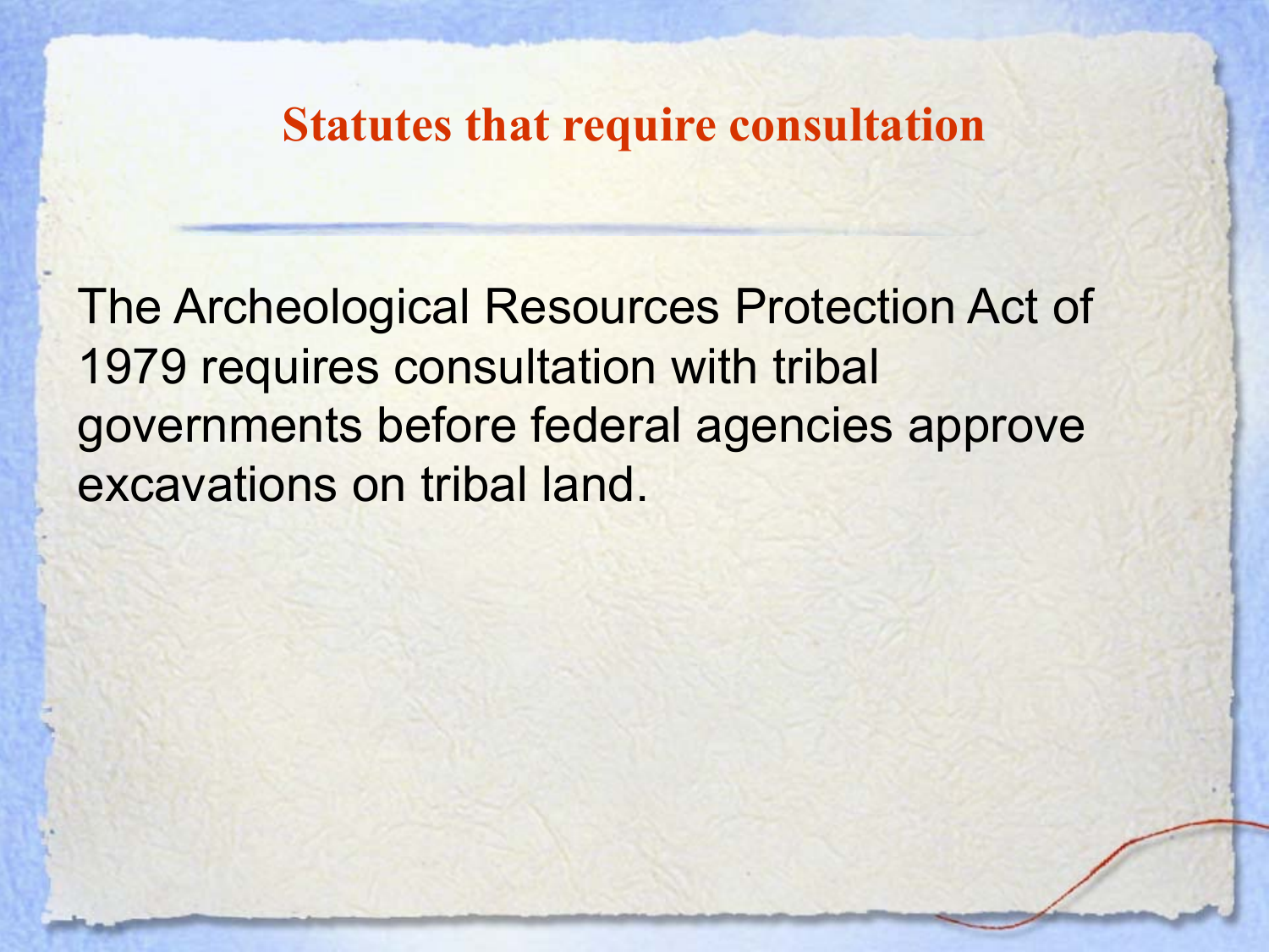# Statutes that require consultation

The Archeological Resources Protection Act of 1979 requires consultation with tribal governments before federal agencies approve excavations on tribal land.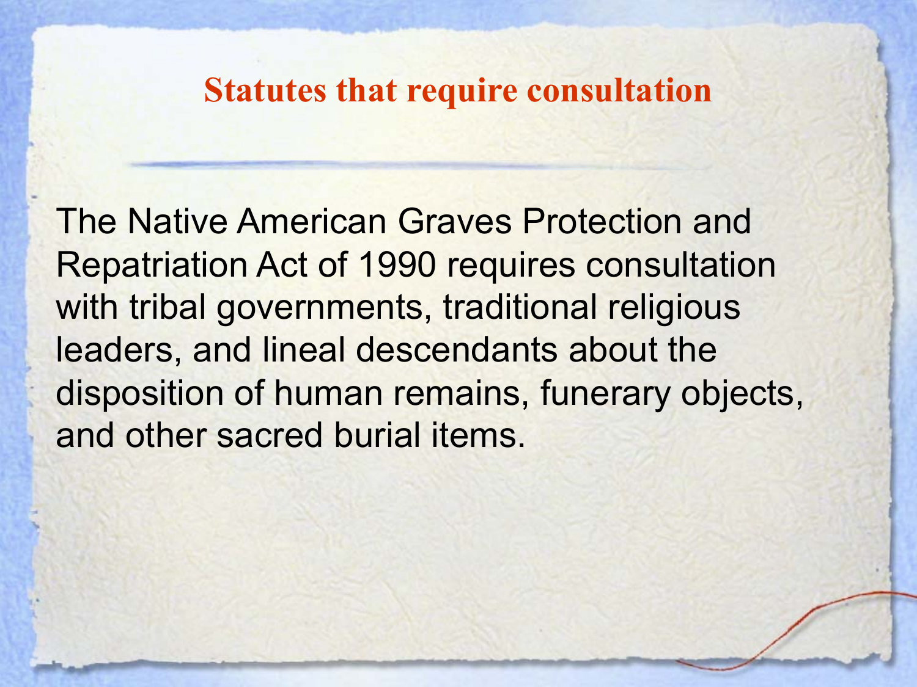# Statutes that require consultation

The Native American Graves Protection and Repatriation Act of 1990 requires consultation with tribal governments, traditional religious leaders, and lineal descendants about the disposition of human remains, funerary objects, and other sacred burial items.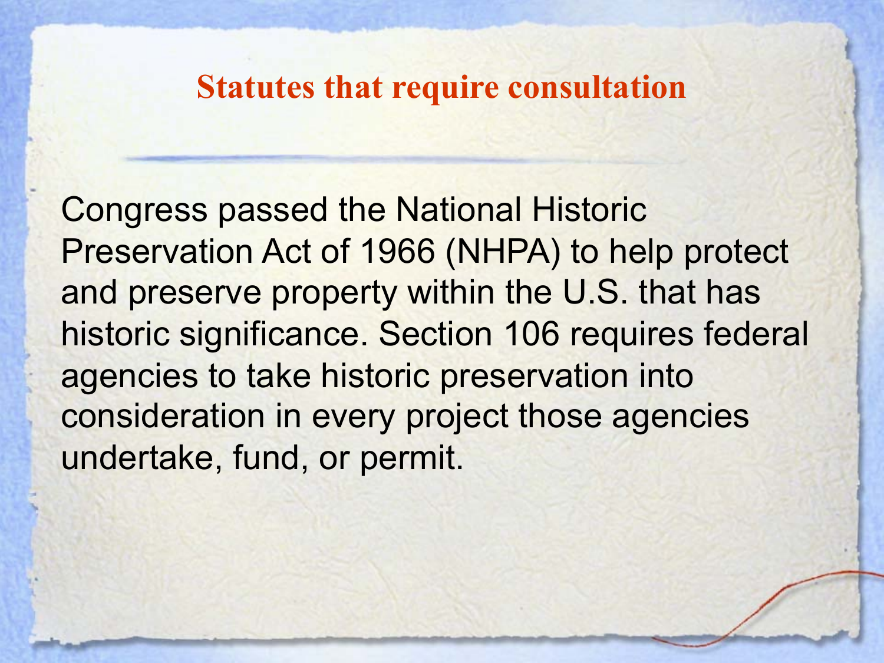## Statutes that require consultation

Congress passed the National Historic Preservation Act of 1966 (NHPA) to help protect and preserve property within the U.S. that has historic significance. Section 106 requires federal agencies to take historic preservation into consideration in every project those agencies undertake, fund, or permit.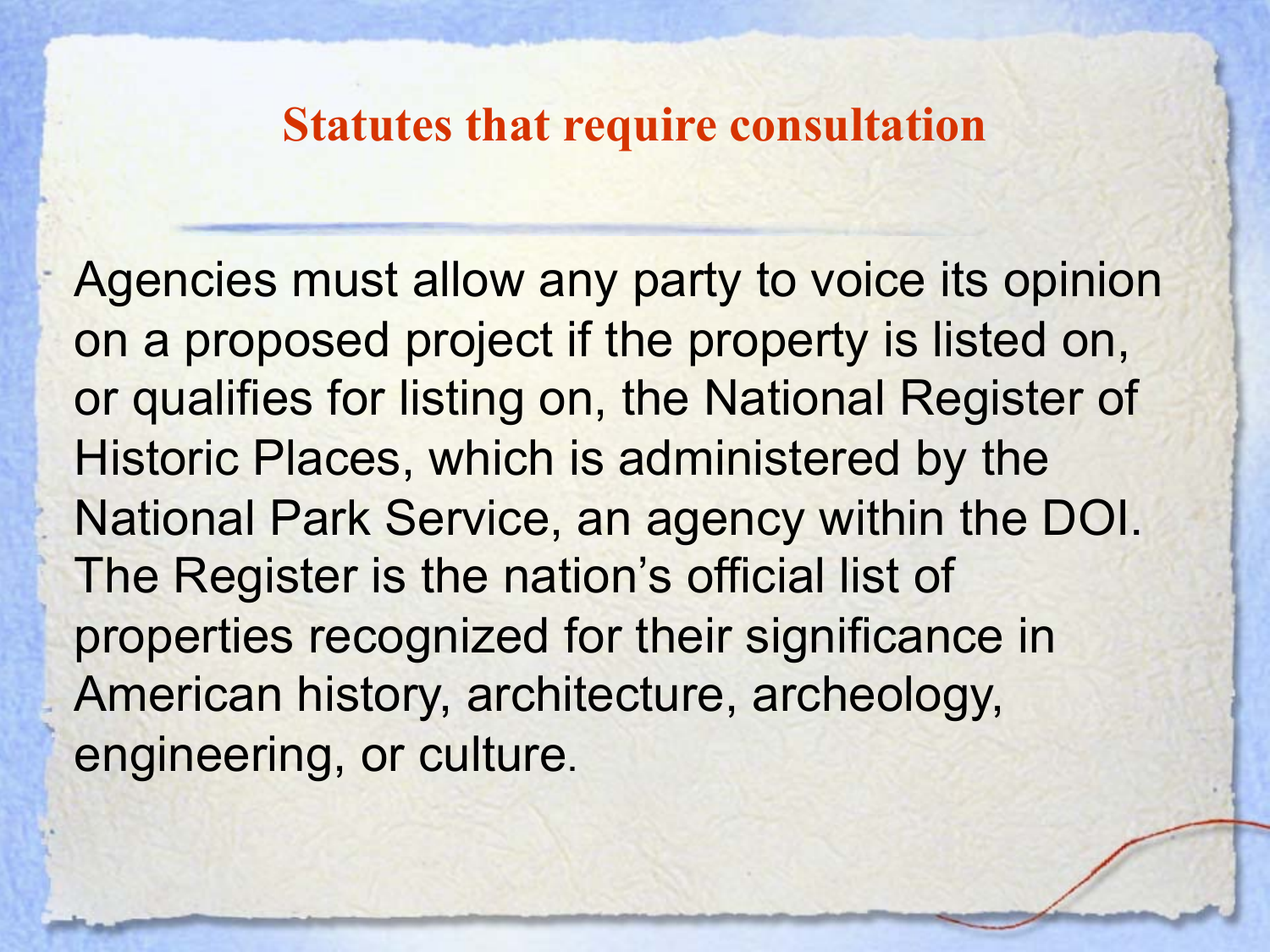# Statutes that require consultation

Agencies must allow any party to voice its opinion on a proposed project if the property is listed on, or qualifies for listing on, the National Register of Historic Places, which is administered by the National Park Service, an agency within the DOI. The Register is the nation's official list of properties recognized for their significance in American history, architecture, archeology, engineering, or culture.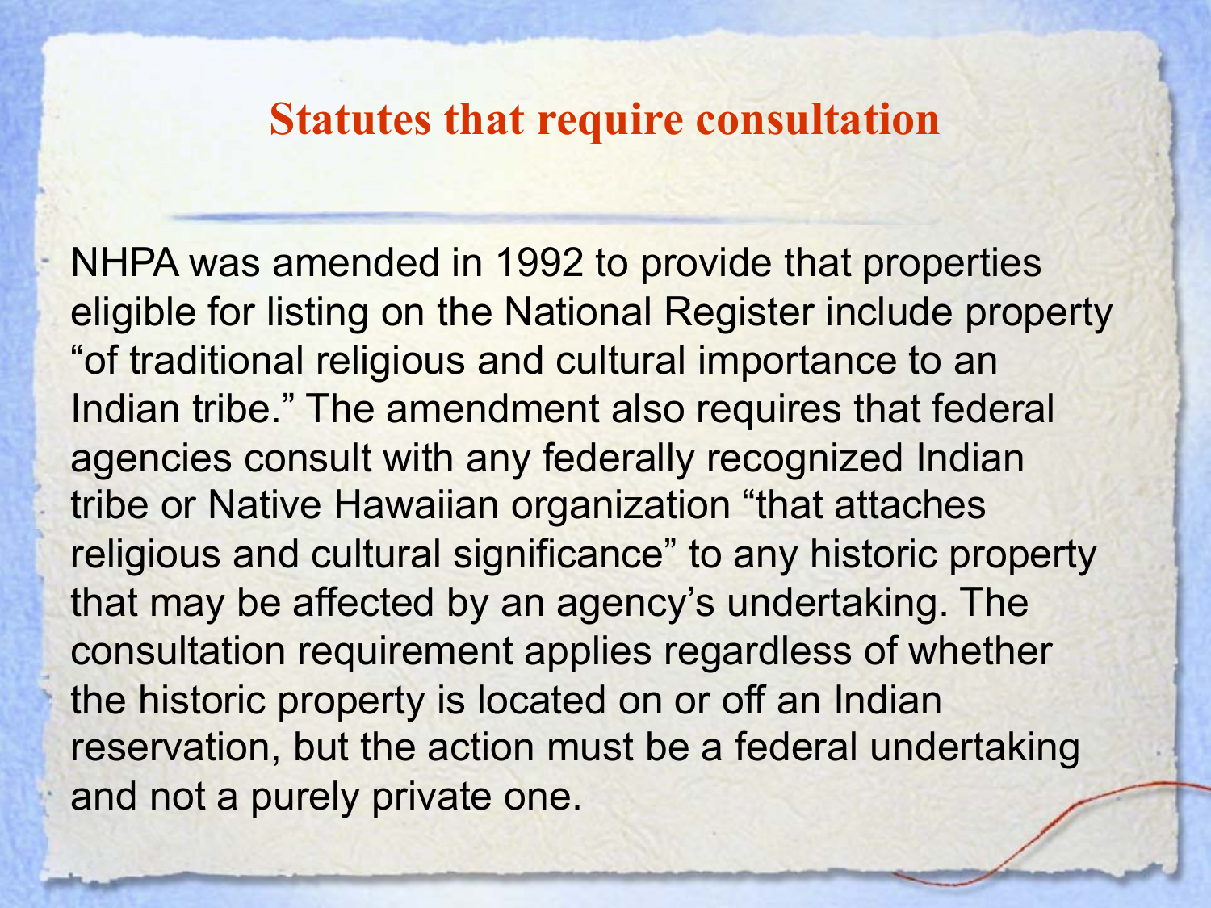# Statutes that require consultation

NHPA was amended in 1992 to provide that properties eligible for listing on the National Register include property "of traditional religious and cultural importance to an Indian tribe." The amendment also requires that federal agencies consult with any federally recognized Indian tribe or Native Hawaiian organization "that attaches religious and cultural significance" to any historic property that may be affected by an agency's undertaking. The consultation requirement applies regardless of whether the historic property is located on or off an Indian reservation, but the action must be a federal undertaking and not a purely private one.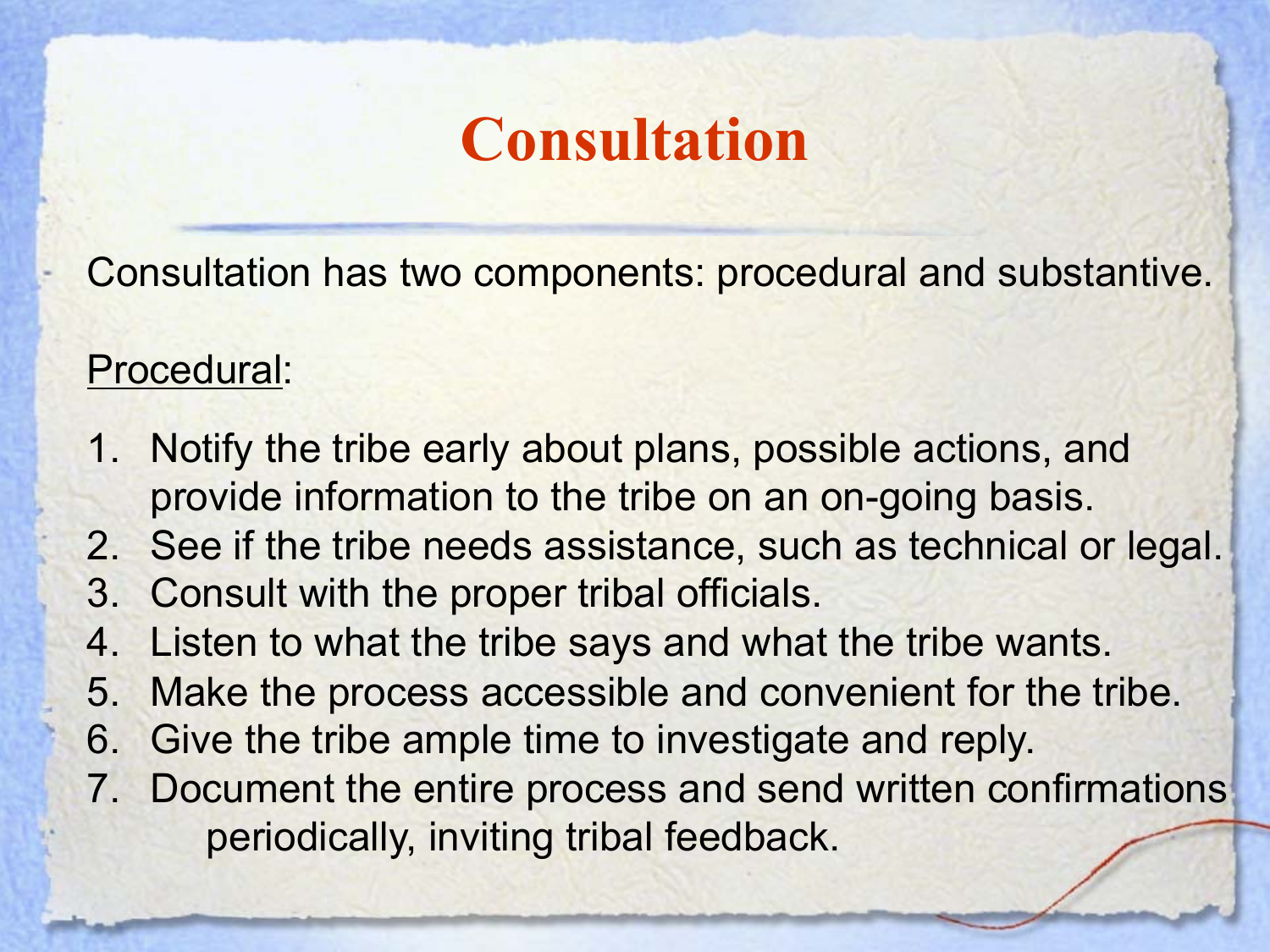# Consultation

Consultation has two components: procedural and substantive.

<u>Procedural</u>:

1. Notify the tribe early about plans, possible actions, and provide information to the tribe on an on-going basis.
2. See if the tribe needs assistance, such as technical or legal.
3. Consult with the proper tribal officials.
4. Listen to what the tribe says and what the tribe wants.
5. Make the process accessible and convenient for the tribe.
6. Give the tribe ample time to investigate and reply.
7. Document the entire process and send written confirmations periodically, inviting tribal feedback.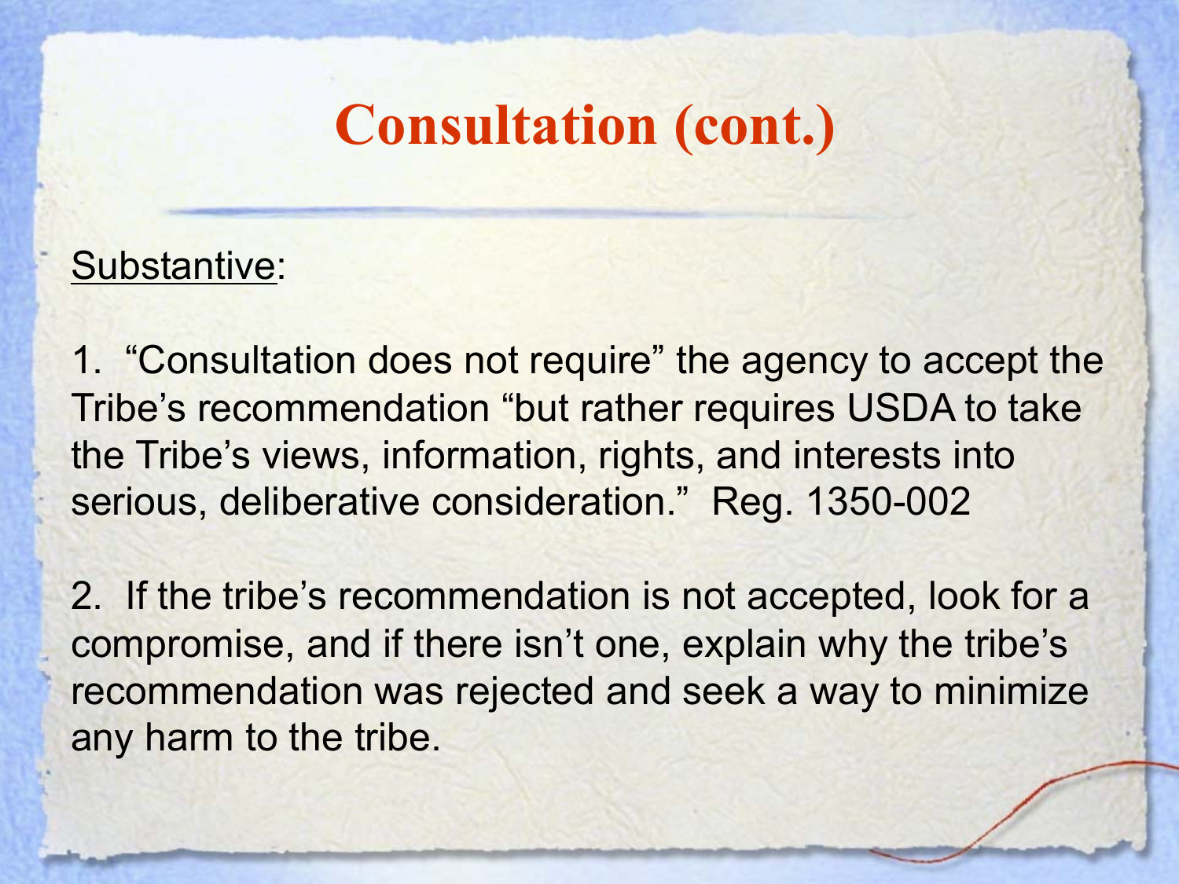# Consultation (cont.)

<u>Substantive</u>:

1. "Consultation does not require" the agency to accept the Tribe's recommendation "but rather requires USDA to take the Tribe's views, information, rights, and interests into serious, deliberative consideration." Reg. 1350-002

2. If the tribe's recommendation is not accepted, look for a compromise, and if there isn't one, explain why the tribe's recommendation was rejected and seek a way to minimize any harm to the tribe.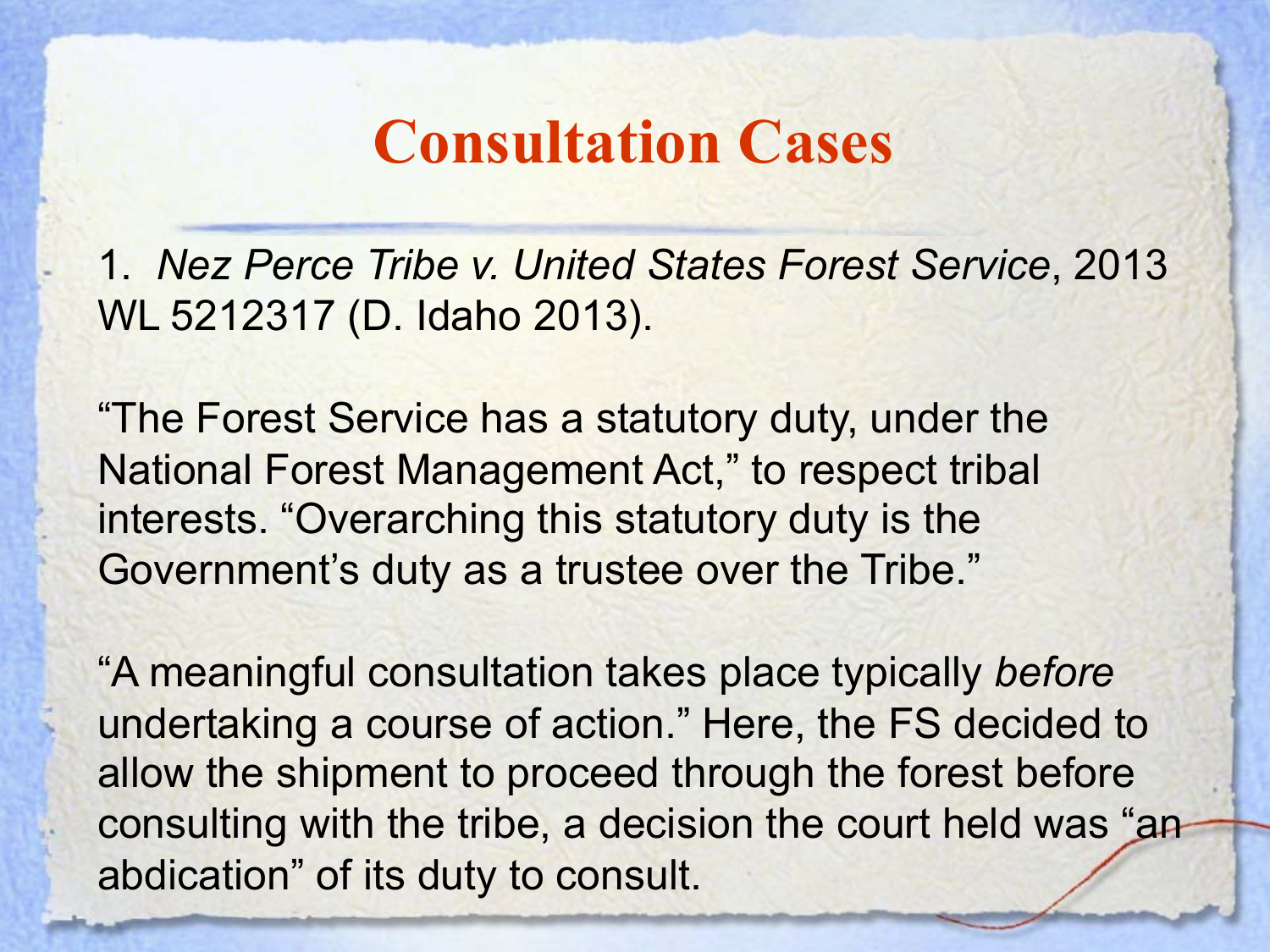# Consultation Cases

1. *Nez Perce Tribe v. United States Forest Service*, 2013 WL 5212317 (D. Idaho 2013).

"The Forest Service has a statutory duty, under the National Forest Management Act," to respect tribal interests. "Overarching this statutory duty is the Government's duty as a trustee over the Tribe."

"A meaningful consultation takes place typically *before* undertaking a course of action." Here, the FS decided to allow the shipment to proceed through the forest before consulting with the tribe, a decision the court held was "an abdication" of its duty to consult.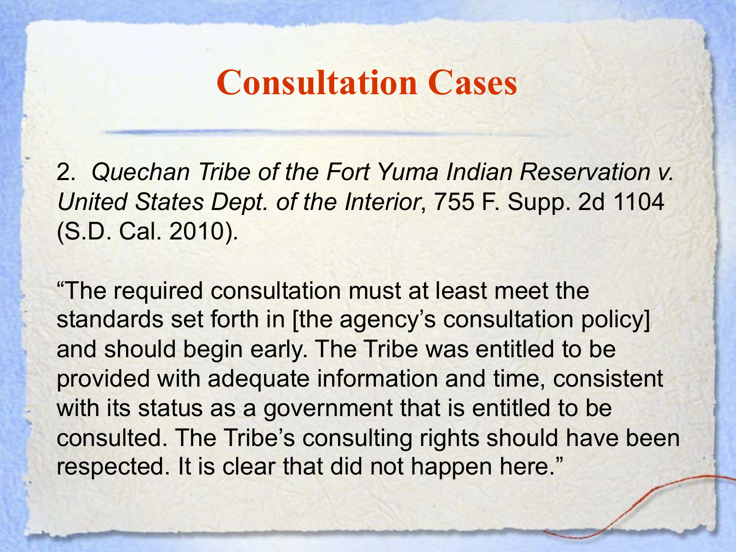# Consultation Cases

2. *Quechan Tribe of the Fort Yuma Indian Reservation v. United States Dept. of the Interior*, 755 F. Supp. 2d 1104 (S.D. Cal. 2010).

"The required consultation must at least meet the standards set forth in [the agency's consultation policy] and should begin early. The Tribe was entitled to be provided with adequate information and time, consistent with its status as a government that is entitled to be consulted. The Tribe's consulting rights should have been respected. It is clear that did not happen here."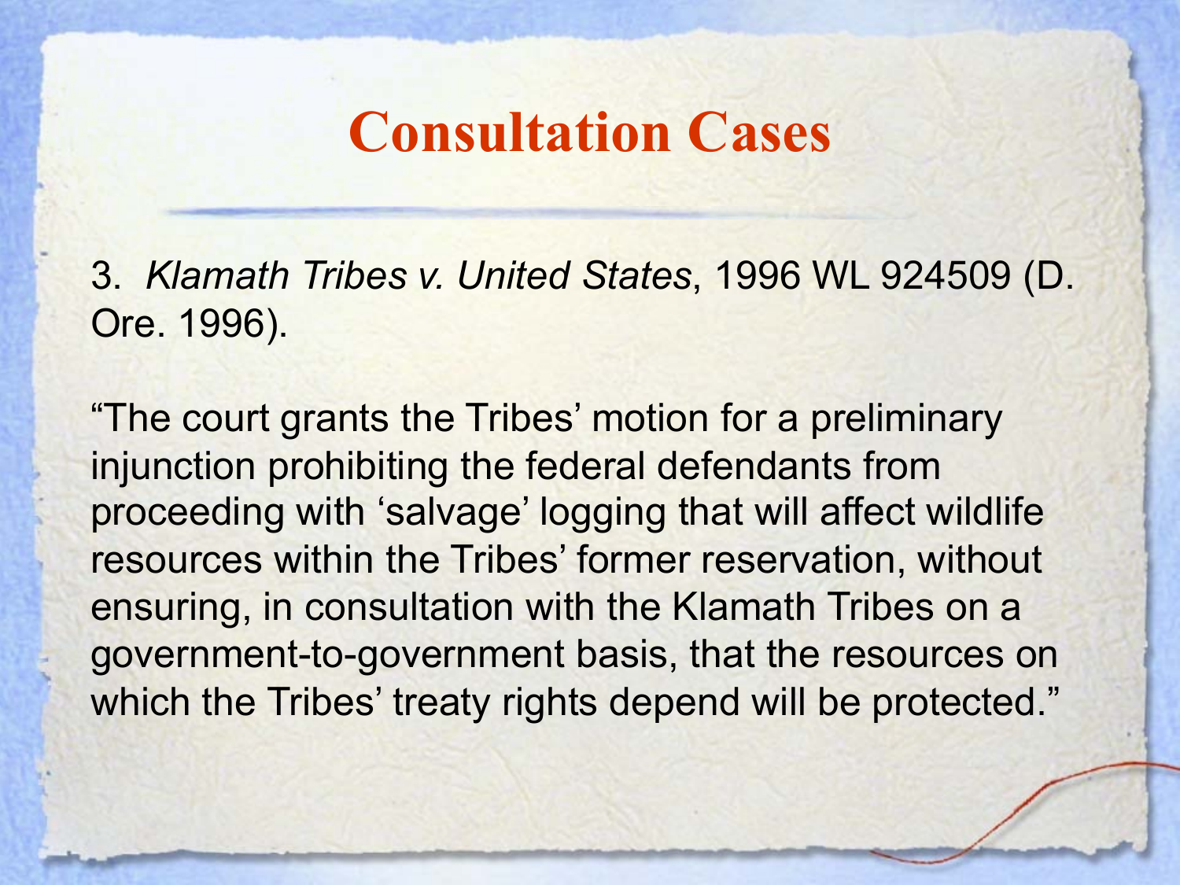# Consultation Cases

3. *Klamath Tribes v. United States*, 1996 WL 924509 (D. Ore. 1996).

"The court grants the Tribes' motion for a preliminary injunction prohibiting the federal defendants from proceeding with 'salvage' logging that will affect wildlife resources within the Tribes' former reservation, without ensuring, in consultation with the Klamath Tribes on a government-to-government basis, that the resources on which the Tribes' treaty rights depend will be protected."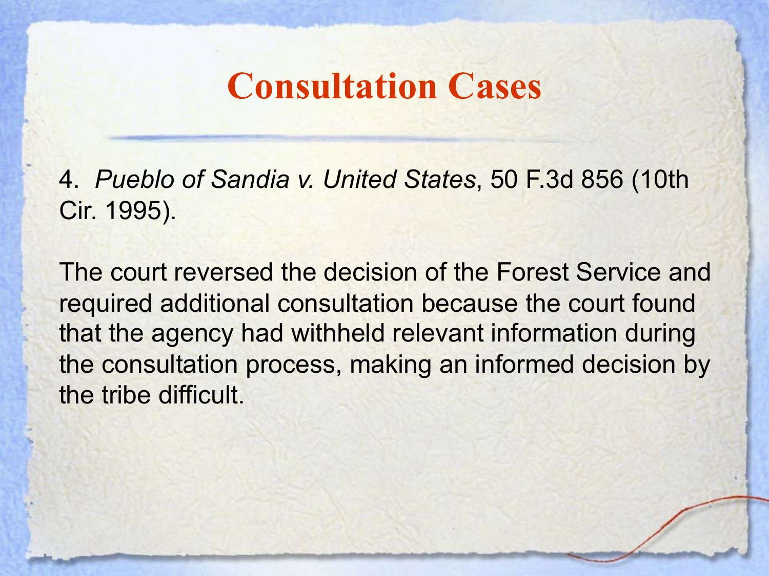# Consultation Cases

4. *Pueblo of Sandia v. United States*, 50 F.3d 856 (10th Cir. 1995).

The court reversed the decision of the Forest Service and required additional consultation because the court found that the agency had withheld relevant information during the consultation process, making an informed decision by the tribe difficult.